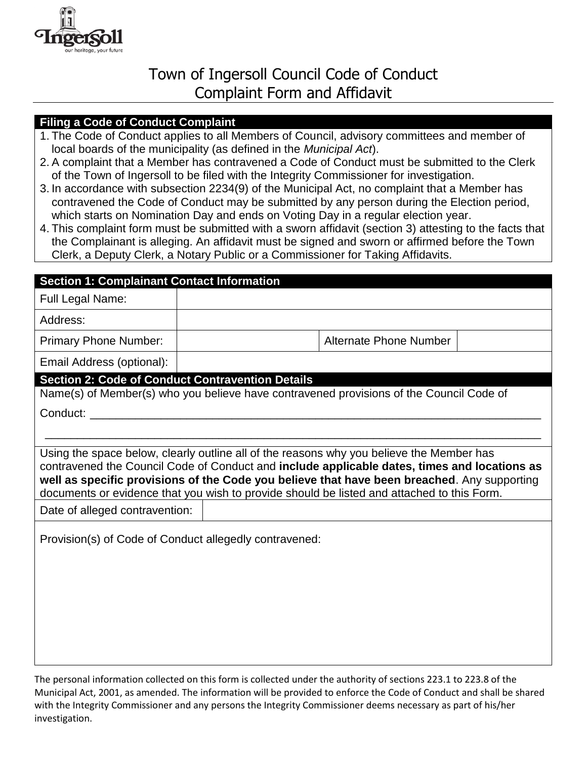# Town of Ingersoll Council Code of Conduct Complaint Form and Affidavit

## Filing a Code of Conduct Complaint

1. The Code of Conduct applies to all Members of Council, advisory committees and member of local boards of the municipality (as defined in the *Municipal Act*).
2. A complaint that a Member has contravened a Code of Conduct must be submitted to the Clerk of the Town of Ingersoll to be filed with the Integrity Commissioner for investigation.
3. In accordance with subsection 2234(9) of the Municipal Act, no complaint that a Member has contravened the Code of Conduct may be submitted by any person during the Election period, which starts on Nomination Day and ends on Voting Day in a regular election year.
4. This complaint form must be submitted with a sworn affidavit (section 3) attesting to the facts that the Complainant is alleging. An affidavit must be signed and sworn or affirmed before the Town Clerk, a Deputy Clerk, a Notary Public or a Commissioner for Taking Affidavits.

## Section 1: Complainant Contact Information

| Full Legal Name: | | | |
|---|---|---|---|
| Address: | | | |
| Primary Phone Number: | | Alternate Phone Number | |
| Email Address (optional): | | | |

## Section 2: Code of Conduct Contravention Details

Name(s) of Member(s) who you believe have contravened provisions of the Council Code of Conduct: ___________________________________________________________________________

___________________________________________________________________________

Using the space below, clearly outline all of the reasons why you believe the Member has contravened the Council Code of Conduct and **include applicable dates, times and locations as well as specific provisions of the Code you believe that have been breached**. Any supporting documents or evidence that you wish to provide should be listed and attached to this Form.

| Date of alleged contravention: | |
|---|---|

Provision(s) of Code of Conduct allegedly contravened:

The personal information collected on this form is collected under the authority of sections 223.1 to 223.8 of the Municipal Act, 2001, as amended. The information will be provided to enforce the Code of Conduct and shall be shared with the Integrity Commissioner and any persons the Integrity Commissioner deems necessary as part of his/her investigation.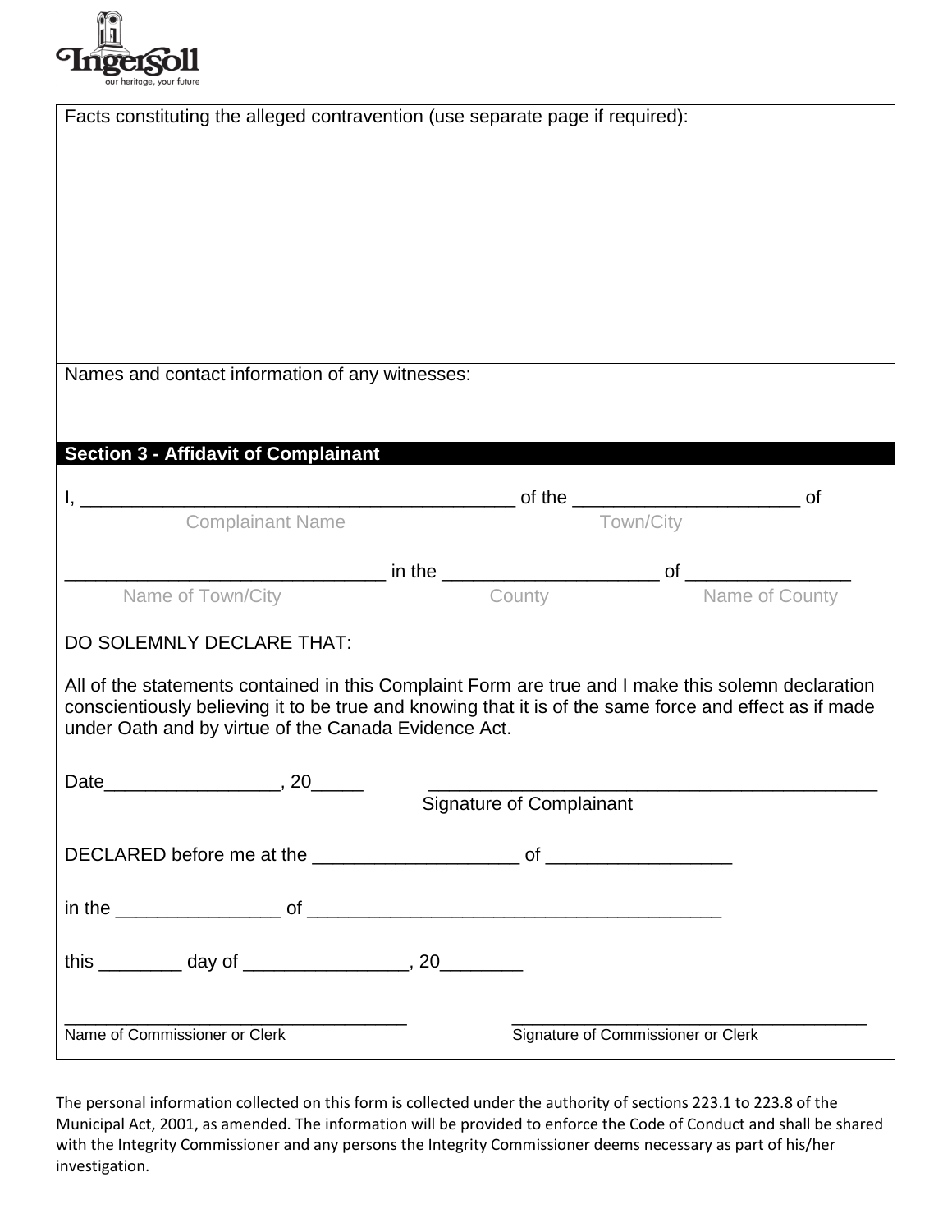Facts constituting the alleged contravention (use separate page if required):

Names and contact information of any witnesses:

## Section 3 - Affidavit of Complainant

I, ________________________________________ of the ______________________ of
Complainant Name                                                            Town/City

______________________________ in the ____________________ of _______________
Name of Town/City                                              County                                Name of County

DO SOLEMNLY DECLARE THAT:

All of the statements contained in this Complaint Form are true and I make this solemn declaration conscientiously believing it to be true and knowing that it is of the same force and effect as if made under Oath and by virtue of the Canada Evidence Act.

Date_________________, 20_____          ___________________________________________
Signature of Complainant

DECLARED before me at the ___________________ of _________________

in the _______________ of ______________________________________

this ________ day of _______________, 20________

___________________________________          ___________________________________
Name of Commissioner or Clerk                                    Signature of Commissioner or Clerk

The personal information collected on this form is collected under the authority of sections 223.1 to 223.8 of the Municipal Act, 2001, as amended. The information will be provided to enforce the Code of Conduct and shall be shared with the Integrity Commissioner and any persons the Integrity Commissioner deems necessary as part of his/her investigation.